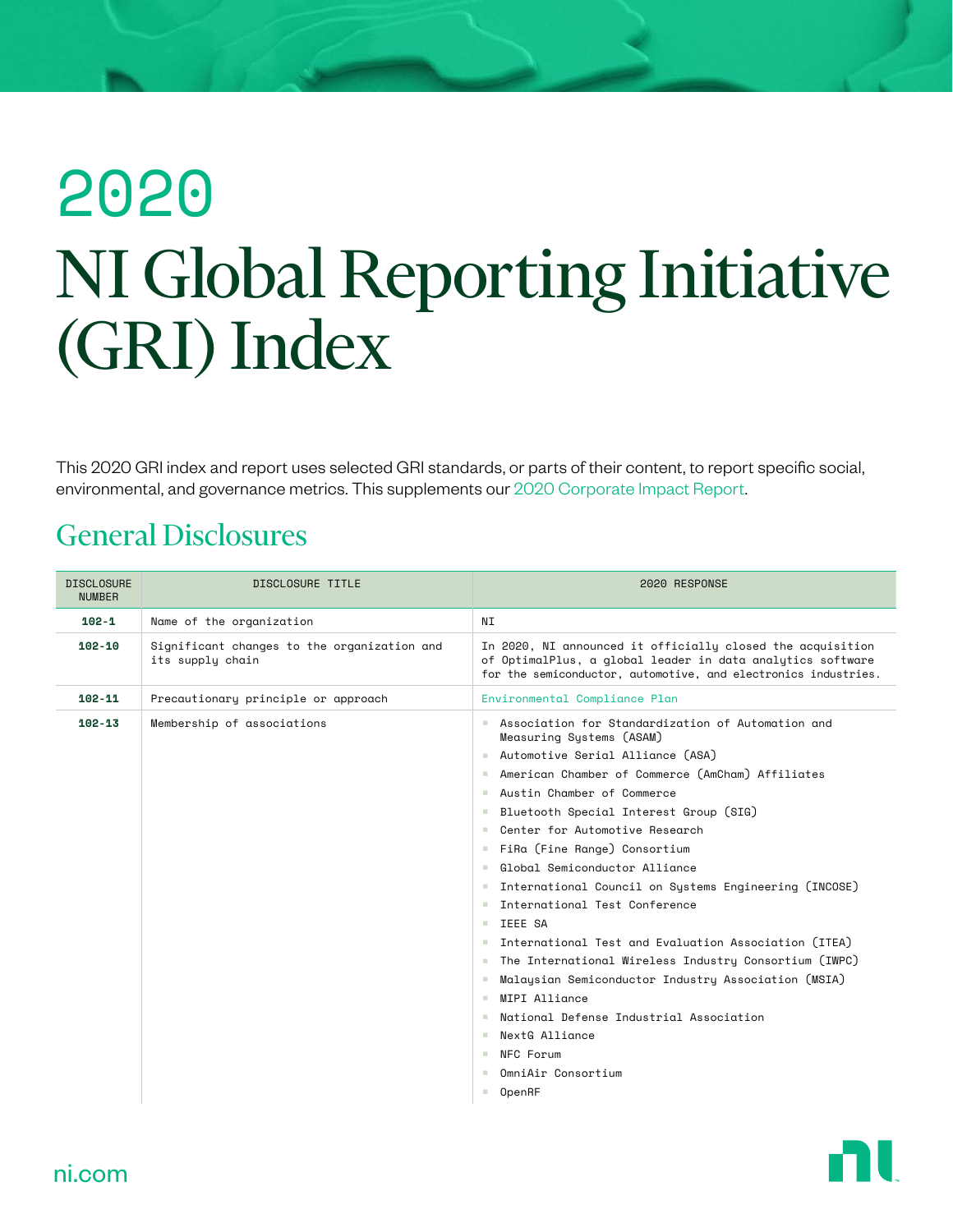# 2020

# NI Global Reporting Initiative (GRI) Index

This 2020 GRI index and report uses selected GRI standards, or parts of their content, to report specific social, environmental, and governance metrics. This supplements our 2020 Corporate Impact Report.

## General Disclosures

| DISCLOSURE NUMBER | DISCLOSURE TITLE | 2020 RESPONSE |
|---|---|---|
| **102-1** | Name of the organization | NI |
| **102-10** | Significant changes to the organization and its supply chain | In 2020, NI announced it officially closed the acquisition of OptimalPlus, a global leader in data analytics software for the semiconductor, automotive, and electronics industries. |
| **102-11** | Precautionary principle or approach | Environmental Compliance Plan |
| **102-13** | Membership of associations | • Association for Standardization of Automation and Measuring Systems (ASAM)<br>• Automotive Serial Alliance (ASA)<br>• American Chamber of Commerce (AmCham) Affiliates<br>• Austin Chamber of Commerce<br>• Bluetooth Special Interest Group (SIG)<br>• Center for Automotive Research<br>• FiRa (Fine Range) Consortium<br>• Global Semiconductor Alliance<br>• International Council on Systems Engineering (INCOSE)<br>• International Test Conference<br>• IEEE SA<br>• International Test and Evaluation Association (ITEA)<br>• The International Wireless Industry Consortium (IWPC)<br>• Malaysian Semiconductor Industry Association (MSIA)<br>• MIPI Alliance<br>• National Defense Industrial Association<br>• NextG Alliance<br>• NFC Forum<br>• OmniAir Consortium<br>• OpenRF |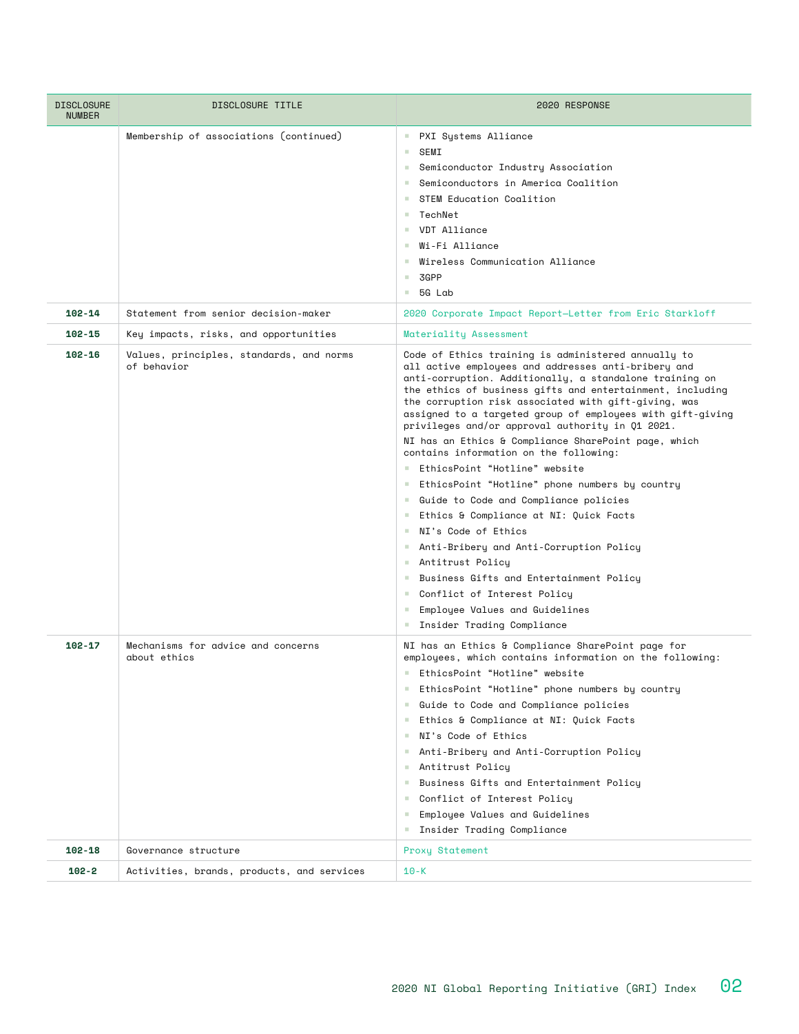| DISCLOSURE NUMBER | DISCLOSURE TITLE | 2020 RESPONSE |
|---|---|---|
| | Membership of associations (continued) | ▪ PXI Systems Alliance<br>▪ SEMI<br>▪ Semiconductor Industry Association<br>▪ Semiconductors in America Coalition<br>▪ STEM Education Coalition<br>▪ TechNet<br>▪ VDT Alliance<br>▪ Wi-Fi Alliance<br>▪ Wireless Communication Alliance<br>▪ 3GPP<br>▪ 5G Lab |
| **102-14** | Statement from senior decision-maker | 2020 Corporate Impact Report—Letter from Eric Starkloff |
| **102-15** | Key impacts, risks, and opportunities | Materiality Assessment |
| **102-16** | Values, principles, standards, and norms of behavior | Code of Ethics training is administered annually to all active employees and addresses anti-bribery and anti-corruption. Additionally, a standalone training on the ethics of business gifts and entertainment, including the corruption risk associated with gift-giving, was assigned to a targeted group of employees with gift-giving privileges and/or approval authority in Q1 2021.<br>NI has an Ethics & Compliance SharePoint page, which contains information on the following:<br>▪ EthicsPoint "Hotline" website<br>▪ EthicsPoint "Hotline" phone numbers by country<br>▪ Guide to Code and Compliance policies<br>▪ Ethics & Compliance at NI: Quick Facts<br>▪ NI's Code of Ethics<br>▪ Anti-Bribery and Anti-Corruption Policy<br>▪ Antitrust Policy<br>▪ Business Gifts and Entertainment Policy<br>▪ Conflict of Interest Policy<br>▪ Employee Values and Guidelines<br>▪ Insider Trading Compliance |
| **102-17** | Mechanisms for advice and concerns about ethics | NI has an Ethics & Compliance SharePoint page for employees, which contains information on the following:<br>▪ EthicsPoint "Hotline" website<br>▪ EthicsPoint "Hotline" phone numbers by country<br>▪ Guide to Code and Compliance policies<br>▪ Ethics & Compliance at NI: Quick Facts<br>▪ NI's Code of Ethics<br>▪ Anti-Bribery and Anti-Corruption Policy<br>▪ Antitrust Policy<br>▪ Business Gifts and Entertainment Policy<br>▪ Conflict of Interest Policy<br>▪ Employee Values and Guidelines<br>▪ Insider Trading Compliance |
| **102-18** | Governance structure | Proxy Statement |
| **102-2** | Activities, brands, products, and services | 10-K |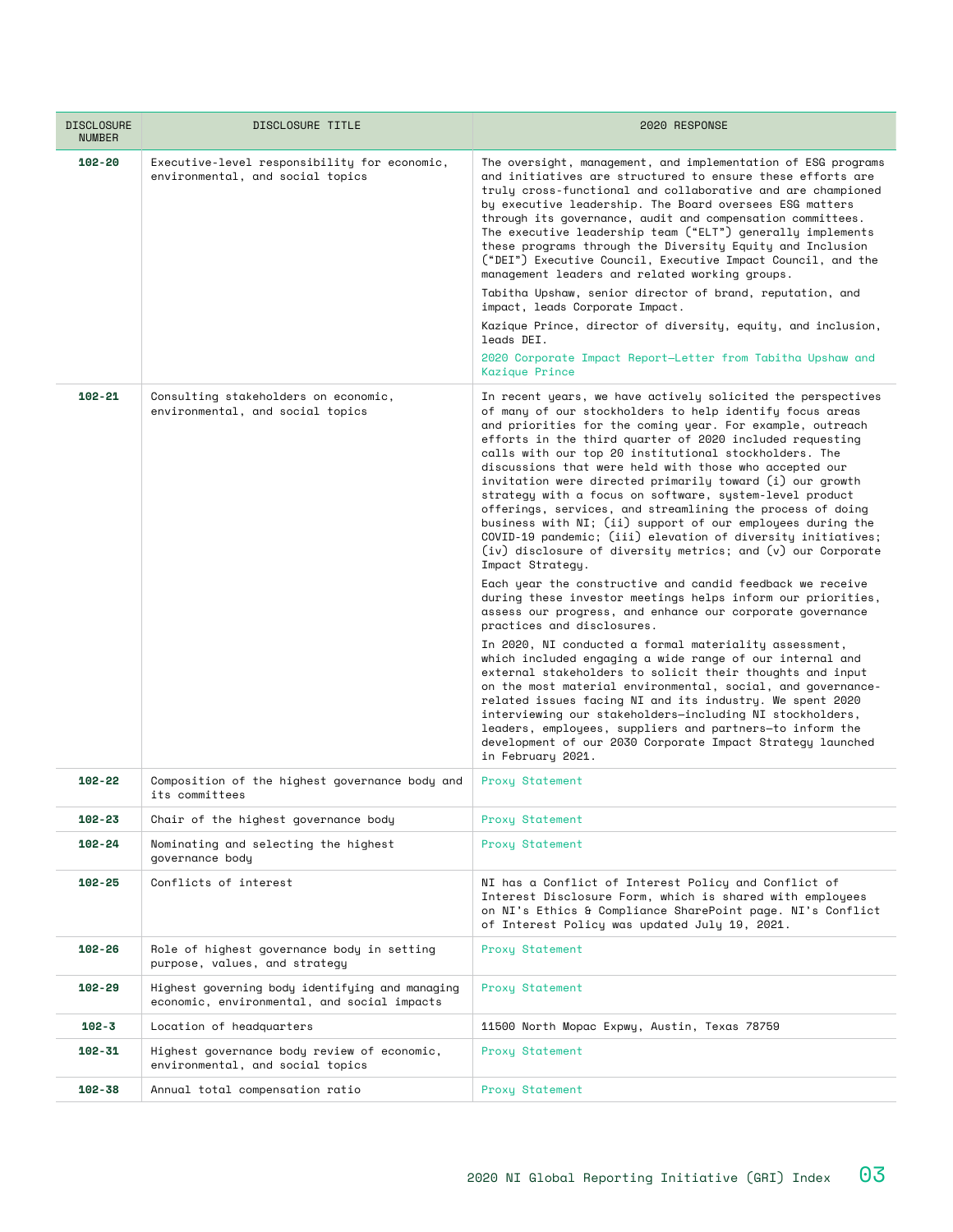| DISCLOSURE NUMBER | DISCLOSURE TITLE | 2020 RESPONSE |
|---|---|---|
| **102-20** | Executive-level responsibility for economic, environmental, and social topics | The oversight, management, and implementation of ESG programs and initiatives are structured to ensure these efforts are truly cross-functional and collaborative and are championed by executive leadership. The Board oversees ESG matters through its governance, audit and compensation committees. The executive leadership team ("ELT") generally implements these programs through the Diversity Equity and Inclusion ("DEI") Executive Council, Executive Impact Council, and the management leaders and related working groups.<br><br>Tabitha Upshaw, senior director of brand, reputation, and impact, leads Corporate Impact.<br><br>Kazique Prince, director of diversity, equity, and inclusion, leads DEI.<br><br>2020 Corporate Impact Report—Letter from Tabitha Upshaw and Kazique Prince |
| **102-21** | Consulting stakeholders on economic, environmental, and social topics | In recent years, we have actively solicited the perspectives of many of our stockholders to help identify focus areas and priorities for the coming year. For example, outreach efforts in the third quarter of 2020 included requesting calls with our top 20 institutional stockholders. The discussions that were held with those who accepted our invitation were directed primarily toward (i) our growth strategy with a focus on software, system-level product offerings, services, and streamlining the process of doing business with NI; (ii) support of our employees during the COVID-19 pandemic; (iii) elevation of diversity initiatives; (iv) disclosure of diversity metrics; and (v) our Corporate Impact Strategy.<br><br>Each year the constructive and candid feedback we receive during these investor meetings helps inform our priorities, assess our progress, and enhance our corporate governance practices and disclosures.<br><br>In 2020, NI conducted a formal materiality assessment, which included engaging a wide range of our internal and external stakeholders to solicit their thoughts and input on the most material environmental, social, and governance-related issues facing NI and its industry. We spent 2020 interviewing our stakeholders—including NI stockholders, leaders, employees, suppliers and partners—to inform the development of our 2030 Corporate Impact Strategy launched in February 2021. |
| **102-22** | Composition of the highest governance body and its committees | Proxy Statement |
| **102-23** | Chair of the highest governance body | Proxy Statement |
| **102-24** | Nominating and selecting the highest governance body | Proxy Statement |
| **102-25** | Conflicts of interest | NI has a Conflict of Interest Policy and Conflict of Interest Disclosure Form, which is shared with employees on NI's Ethics & Compliance SharePoint page. NI's Conflict of Interest Policy was updated July 19, 2021. |
| **102-26** | Role of highest governance body in setting purpose, values, and strategy | Proxy Statement |
| **102-29** | Highest governing body identifying and managing economic, environmental, and social impacts | Proxy Statement |
| **102-3** | Location of headquarters | 11500 North Mopac Expwy, Austin, Texas 78759 |
| **102-31** | Highest governance body review of economic, environmental, and social topics | Proxy Statement |
| **102-38** | Annual total compensation ratio | Proxy Statement |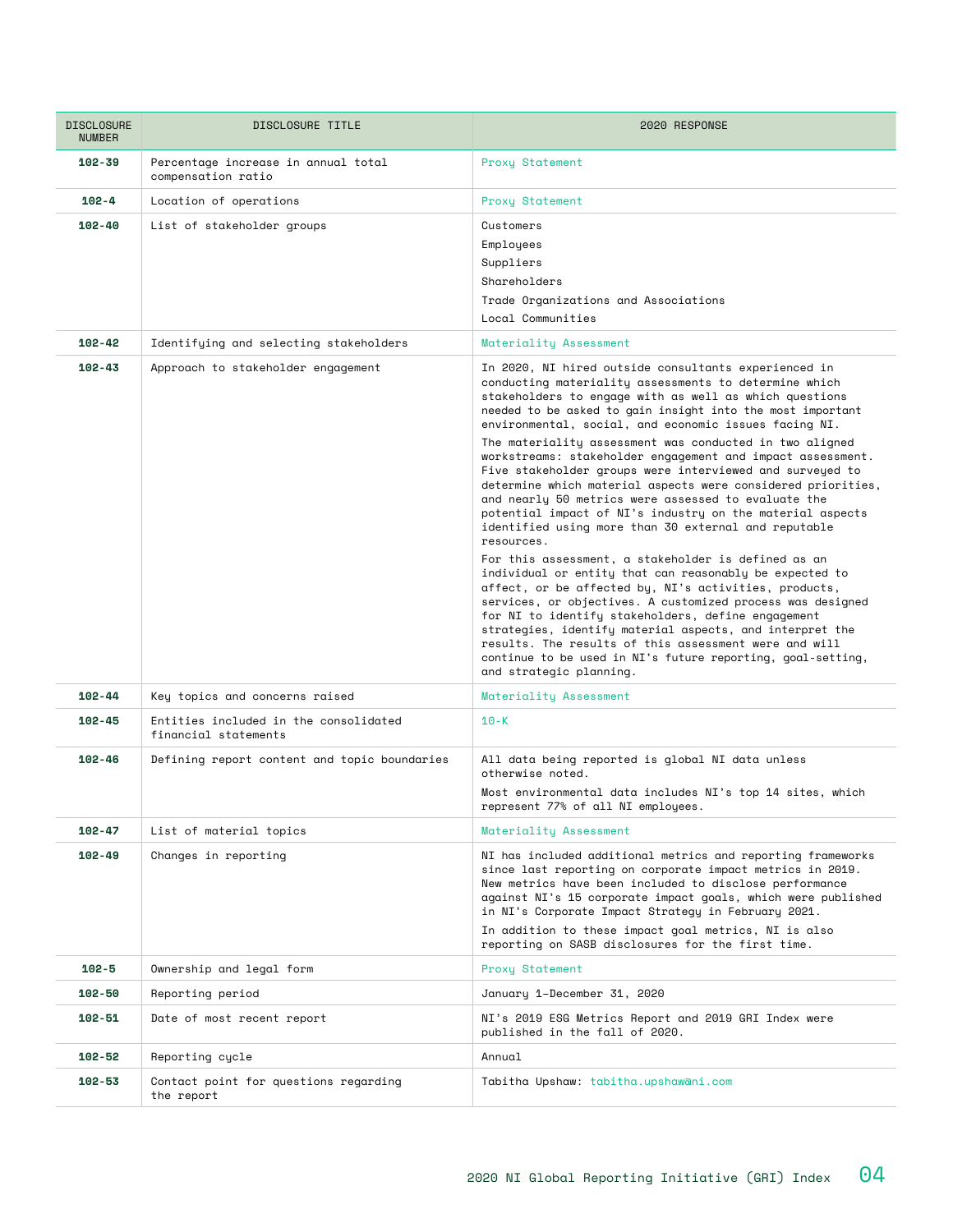| DISCLOSURE NUMBER | DISCLOSURE TITLE | 2020 RESPONSE |
| --- | --- | --- |
| **102-39** | Percentage increase in annual total compensation ratio | Proxy Statement |
| **102-4** | Location of operations | Proxy Statement |
| **102-40** | List of stakeholder groups | Customers<br>Employees<br>Suppliers<br>Shareholders<br>Trade Organizations and Associations<br>Local Communities |
| **102-42** | Identifying and selecting stakeholders | Materiality Assessment |
| **102-43** | Approach to stakeholder engagement | In 2020, NI hired outside consultants experienced in conducting materiality assessments to determine which stakeholders to engage with as well as which questions needed to be asked to gain insight into the most important environmental, social, and economic issues facing NI.<br>The materiality assessment was conducted in two aligned workstreams: stakeholder engagement and impact assessment. Five stakeholder groups were interviewed and surveyed to determine which material aspects were considered priorities, and nearly 50 metrics were assessed to evaluate the potential impact of NI's industry on the material aspects identified using more than 30 external and reputable resources.<br>For this assessment, a stakeholder is defined as an individual or entity that can reasonably be expected to affect, or be affected by, NI's activities, products, services, or objectives. A customized process was designed for NI to identify stakeholders, define engagement strategies, identify material aspects, and interpret the results. The results of this assessment were and will continue to be used in NI's future reporting, goal-setting, and strategic planning. |
| **102-44** | Key topics and concerns raised | Materiality Assessment |
| **102-45** | Entities included in the consolidated financial statements | 10-K |
| **102-46** | Defining report content and topic boundaries | All data being reported is global NI data unless otherwise noted.<br>Most environmental data includes NI's top 14 sites, which represent 77% of all NI employees. |
| **102-47** | List of material topics | Materiality Assessment |
| **102-49** | Changes in reporting | NI has included additional metrics and reporting frameworks since last reporting on corporate impact metrics in 2019. New metrics have been included to disclose performance against NI's 15 corporate impact goals, which were published in NI's Corporate Impact Strategy in February 2021.<br>In addition to these impact goal metrics, NI is also reporting on SASB disclosures for the first time. |
| **102-5** | Ownership and legal form | Proxy Statement |
| **102-50** | Reporting period | January 1–December 31, 2020 |
| **102-51** | Date of most recent report | NI's 2019 ESG Metrics Report and 2019 GRI Index were published in the fall of 2020. |
| **102-52** | Reporting cycle | Annual |
| **102-53** | Contact point for questions regarding the report | Tabitha Upshaw: tabitha.upshaw@ni.com |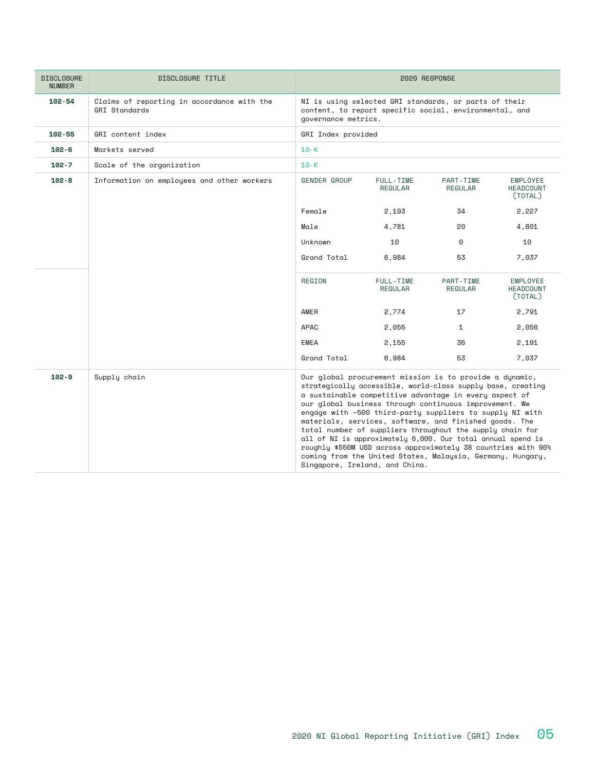| DISCLOSURE NUMBER | DISCLOSURE TITLE | 2020 RESPONSE | | | |
|---|---|---|---|---|---|
| **102-54** | Claims of reporting in accordance with the GRI Standards | NI is using selected GRI standards, or parts of their content, to report specific social, environmental, and governance metrics. | | | |
| **102-55** | GRI content index | GRI Index provided | | | |
| **102-6** | Markets served | 10-K | | | |
| **102-7** | Scale of the organization | 10-K | | | |
| **102-8** | Information on employees and other workers | GENDER GROUP | FULL-TIME REGULAR | PART-TIME REGULAR | EMPLOYEE HEADCOUNT (TOTAL) |
| | | Female | 2,193 | 34 | 2,227 |
| | | Male | 4,781 | 20 | 4,801 |
| | | Unknown | 10 | 0 | 10 |
| | | Grand Total | 6,984 | 53 | 7,037 |
| | | REGION | FULL-TIME REGULAR | PART-TIME REGULAR | EMPLOYEE HEADCOUNT (TOTAL) |
| | | AMER | 2,774 | 17 | 2,791 |
| | | APAC | 2,055 | 1 | 2,056 |
| | | EMEA | 2,155 | 36 | 2,191 |
| | | Grand Total | 6,984 | 53 | 7,037 |
| **102-9** | Supply chain | Our global procurement mission is to provide a dynamic, strategically accessible, world-class supply base, creating a sustainable competitive advantage in every aspect of our global business through continuous improvement. We engage with ~500 third-party suppliers to supply NI with materials, services, software, and finished goods. The total number of suppliers throughout the supply chain for all of NI is approximately 6,000. Our total annual spend is roughly $550M USD across approximately 38 countries with 90% coming from the United States, Malaysia, Germany, Hungary, Singapore, Ireland, and China. | | | |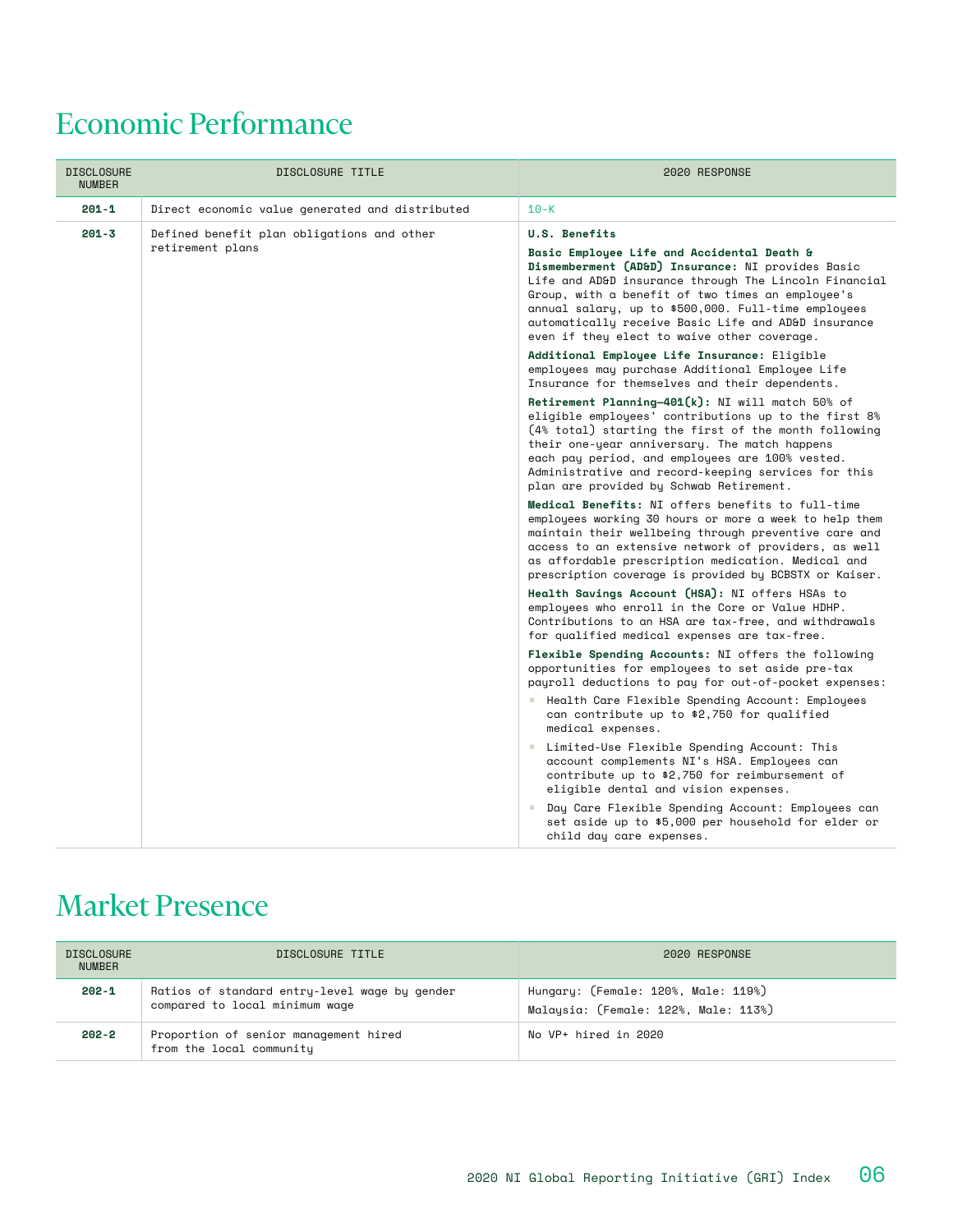# Economic Performance

| DISCLOSURE NUMBER | DISCLOSURE TITLE | 2020 RESPONSE |
|---|---|---|
| **201-1** | Direct economic value generated and distributed | 10-K |
| **201-3** | Defined benefit plan obligations and other retirement plans | **U.S. Benefits**<br><br>**Basic Employee Life and Accidental Death & Dismemberment (AD&D) Insurance:** NI provides Basic Life and AD&D insurance through The Lincoln Financial Group, with a benefit of two times an employee's annual salary, up to $500,000. Full-time employees automatically receive Basic Life and AD&D insurance even if they elect to waive other coverage.<br><br>**Additional Employee Life Insurance:** Eligible employees may purchase Additional Employee Life Insurance for themselves and their dependents.<br><br>**Retirement Planning—401(k):** NI will match 50% of eligible employees' contributions up to the first 8% (4% total) starting the first of the month following their one-year anniversary. The match happens each pay period, and employees are 100% vested. Administrative and record-keeping services for this plan are provided by Schwab Retirement.<br><br>**Medical Benefits:** NI offers benefits to full-time employees working 30 hours or more a week to help them maintain their wellbeing through preventive care and access to an extensive network of providers, as well as affordable prescription medication. Medical and prescription coverage is provided by BCBSTX or Kaiser.<br><br>**Health Savings Account (HSA):** NI offers HSAs to employees who enroll in the Core or Value HDHP. Contributions to an HSA are tax-free, and withdrawals for qualified medical expenses are tax-free.<br><br>**Flexible Spending Accounts:** NI offers the following opportunities for employees to set aside pre-tax payroll deductions to pay for out-of-pocket expenses:<br>▪ Health Care Flexible Spending Account: Employees can contribute up to $2,750 for qualified medical expenses.<br>▪ Limited-Use Flexible Spending Account: This account complements NI's HSA. Employees can contribute up to $2,750 for reimbursement of eligible dental and vision expenses.<br>▪ Day Care Flexible Spending Account: Employees can set aside up to $5,000 per household for elder or child day care expenses. |

# Market Presence

| DISCLOSURE NUMBER | DISCLOSURE TITLE | 2020 RESPONSE |
|---|---|---|
| **202-1** | Ratios of standard entry-level wage by gender compared to local minimum wage | Hungary: (Female: 120%, Male: 119%)<br>Malaysia: (Female: 122%, Male: 113%) |
| **202-2** | Proportion of senior management hired from the local community | No VP+ hired in 2020 |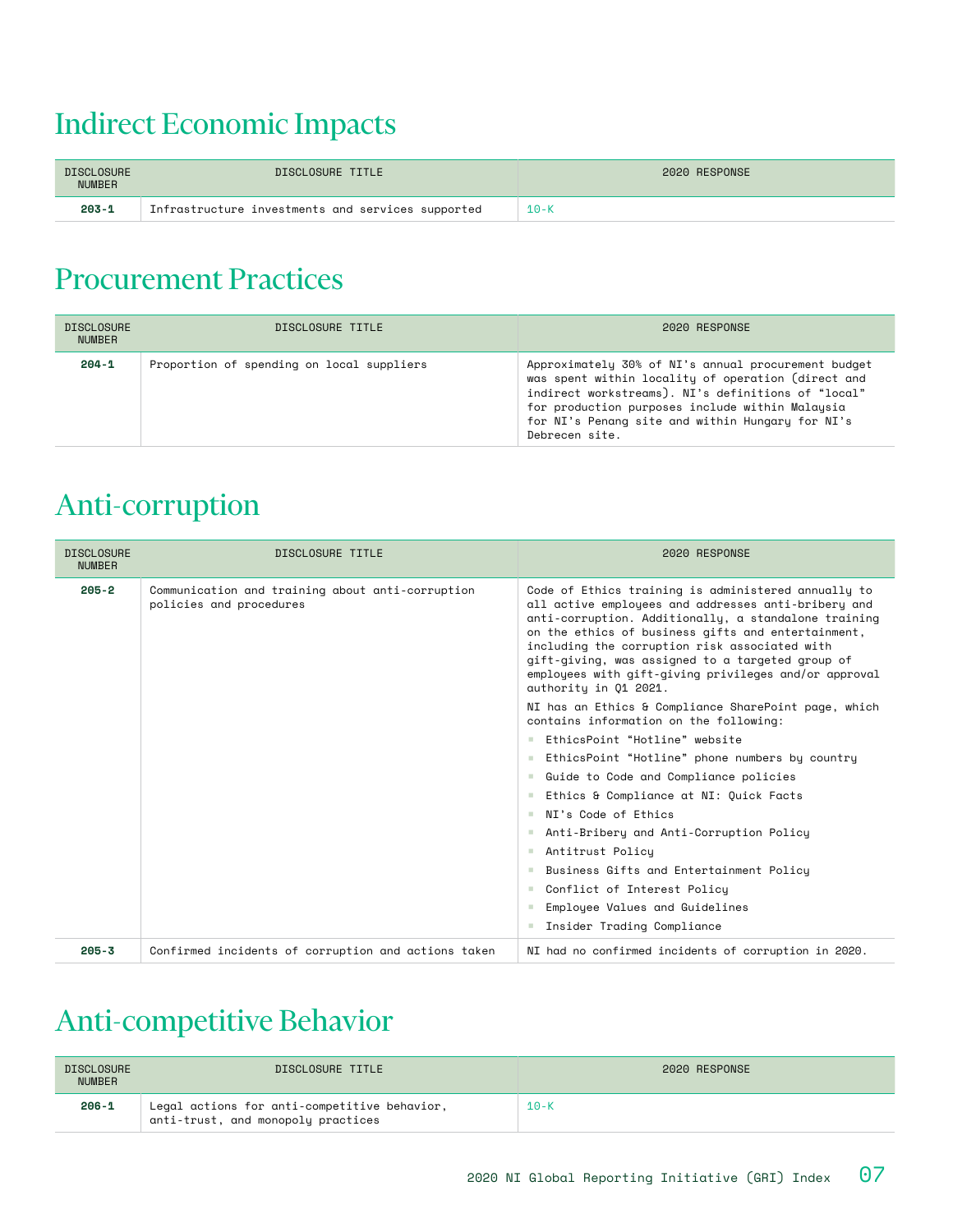## Indirect Economic Impacts

| DISCLOSURE NUMBER | DISCLOSURE TITLE | 2020 RESPONSE |
|---|---|---|
| **203-1** | Infrastructure investments and services supported | 10-K |

## Procurement Practices

| DISCLOSURE NUMBER | DISCLOSURE TITLE | 2020 RESPONSE |
|---|---|---|
| **204-1** | Proportion of spending on local suppliers | Approximately 30% of NI's annual procurement budget was spent within locality of operation (direct and indirect workstreams). NI's definitions of "local" for production purposes include within Malaysia for NI's Penang site and within Hungary for NI's Debrecen site. |

## Anti-corruption

| DISCLOSURE NUMBER | DISCLOSURE TITLE | 2020 RESPONSE |
|---|---|---|
| **205-2** | Communication and training about anti-corruption policies and procedures | Code of Ethics training is administered annually to all active employees and addresses anti-bribery and anti-corruption. Additionally, a standalone training on the ethics of business gifts and entertainment, including the corruption risk associated with gift-giving, was assigned to a targeted group of employees with gift-giving privileges and/or approval authority in Q1 2021.<br><br>NI has an Ethics & Compliance SharePoint page, which contains information on the following:<br>- EthicsPoint "Hotline" website<br>- EthicsPoint "Hotline" phone numbers by country<br>- Guide to Code and Compliance policies<br>- Ethics & Compliance at NI: Quick Facts<br>- NI's Code of Ethics<br>- Anti-Bribery and Anti-Corruption Policy<br>- Antitrust Policy<br>- Business Gifts and Entertainment Policy<br>- Conflict of Interest Policy<br>- Employee Values and Guidelines<br>- Insider Trading Compliance |
| **205-3** | Confirmed incidents of corruption and actions taken | NI had no confirmed incidents of corruption in 2020. |

## Anti-competitive Behavior

| DISCLOSURE NUMBER | DISCLOSURE TITLE | 2020 RESPONSE |
|---|---|---|
| **206-1** | Legal actions for anti-competitive behavior, anti-trust, and monopoly practices | 10-K |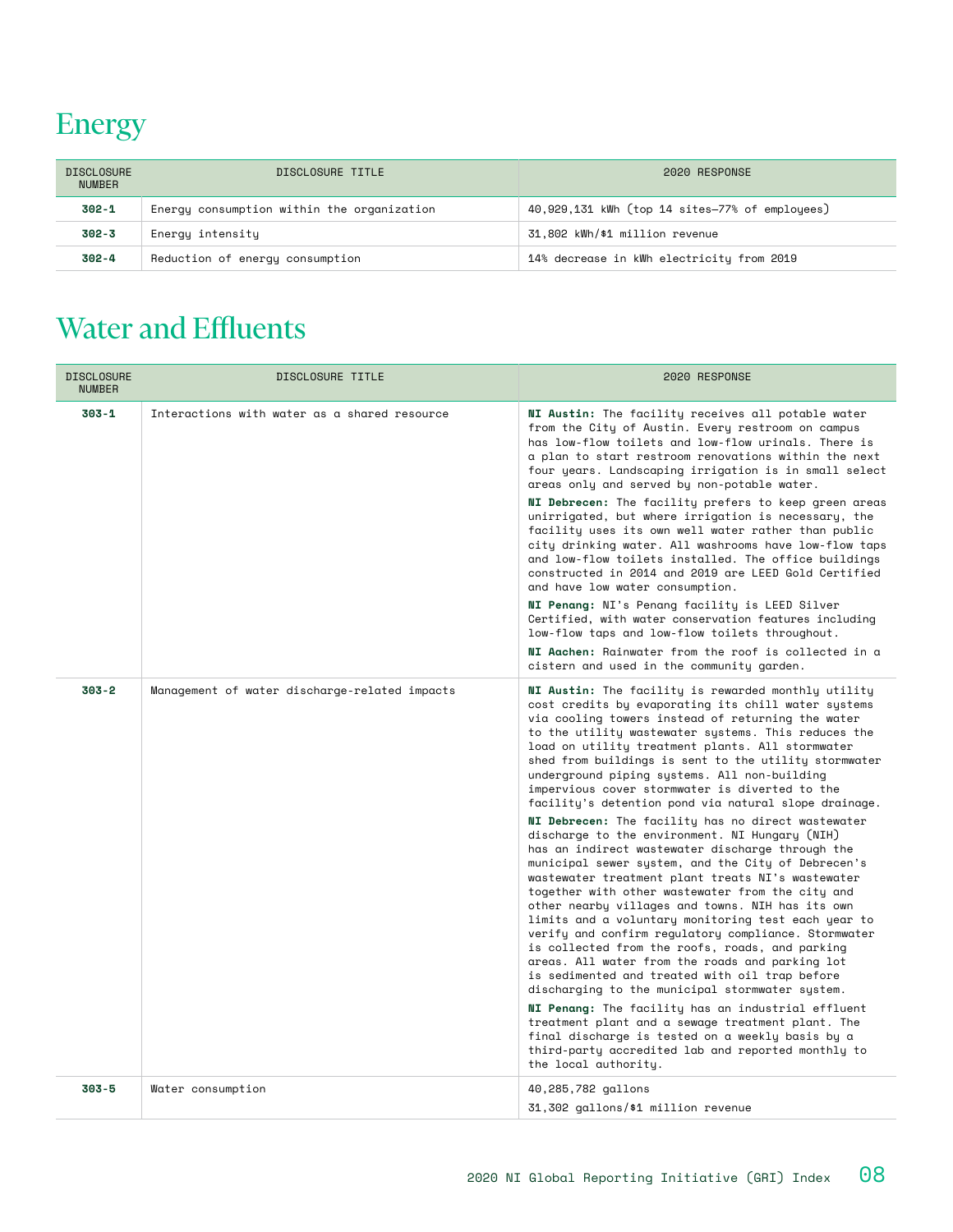## Energy

| DISCLOSURE NUMBER | DISCLOSURE TITLE | 2020 RESPONSE |
|---|---|---|
| **302-1** | Energy consumption within the organization | 40,929,131 kWh (top 14 sites—77% of employees) |
| **302-3** | Energy intensity | 31,802 kWh/$1 million revenue |
| **302-4** | Reduction of energy consumption | 14% decrease in kWh electricity from 2019 |

## Water and Effluents

| DISCLOSURE NUMBER | DISCLOSURE TITLE | 2020 RESPONSE |
|---|---|---|
| **303-1** | Interactions with water as a shared resource | **NI Austin:** The facility receives all potable water from the City of Austin. Every restroom on campus has low-flow toilets and low-flow urinals. There is a plan to start restroom renovations within the next four years. Landscaping irrigation is in small select areas only and served by non-potable water.<br><br>**NI Debrecen:** The facility prefers to keep green areas unirrigated, but where irrigation is necessary, the facility uses its own well water rather than public city drinking water. All washrooms have low-flow taps and low-flow toilets installed. The office buildings constructed in 2014 and 2019 are LEED Gold Certified and have low water consumption.<br><br>**NI Penang:** NI's Penang facility is LEED Silver Certified, with water conservation features including low-flow taps and low-flow toilets throughout.<br><br>**NI Aachen:** Rainwater from the roof is collected in a cistern and used in the community garden. |
| **303-2** | Management of water discharge-related impacts | **NI Austin:** The facility is rewarded monthly utility cost credits by evaporating its chill water systems via cooling towers instead of returning the water to the utility wastewater systems. This reduces the load on utility treatment plants. All stormwater shed from buildings is sent to the utility stormwater underground piping systems. All non-building impervious cover stormwater is diverted to the facility's detention pond via natural slope drainage.<br><br>**NI Debrecen:** The facility has no direct wastewater discharge to the environment. NI Hungary (NIH) has an indirect wastewater discharge through the municipal sewer system, and the City of Debrecen's wastewater treatment plant treats NI's wastewater together with other wastewater from the city and other nearby villages and towns. NIH has its own limits and a voluntary monitoring test each year to verify and confirm regulatory compliance. Stormwater is collected from the roofs, roads, and parking areas. All water from the roads and parking lot is sedimented and treated with oil trap before discharging to the municipal stormwater system.<br><br>**NI Penang:** The facility has an industrial effluent treatment plant and a sewage treatment plant. The final discharge is tested on a weekly basis by a third-party accredited lab and reported monthly to the local authority. |
| **303-5** | Water consumption | 40,285,782 gallons<br><br>31,302 gallons/$1 million revenue |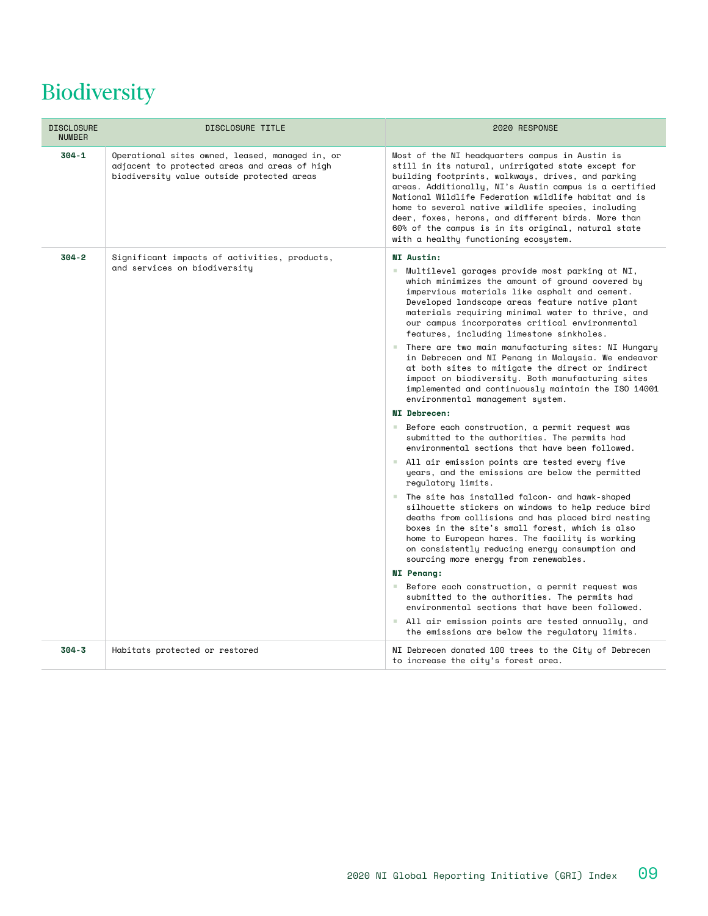# Biodiversity

| DISCLOSURE NUMBER | DISCLOSURE TITLE | 2020 RESPONSE |
|---|---|---|
| **304-1** | Operational sites owned, leased, managed in, or adjacent to protected areas and areas of high biodiversity value outside protected areas | Most of the NI headquarters campus in Austin is still in its natural, unirrigated state except for building footprints, walkways, drives, and parking areas. Additionally, NI's Austin campus is a certified National Wildlife Federation wildlife habitat and is home to several native wildlife species, including deer, foxes, herons, and different birds. More than 60% of the campus is in its original, natural state with a healthy functioning ecosystem. |
| **304-2** | Significant impacts of activities, products, and services on biodiversity | **NI Austin:**<br>▪ Multilevel garages provide most parking at NI, which minimizes the amount of ground covered by impervious materials like asphalt and cement. Developed landscape areas feature native plant materials requiring minimal water to thrive, and our campus incorporates critical environmental features, including limestone sinkholes.<br>▪ There are two main manufacturing sites: NI Hungary in Debrecen and NI Penang in Malaysia. We endeavor at both sites to mitigate the direct or indirect impact on biodiversity. Both manufacturing sites implemented and continuously maintain the ISO 14001 environmental management system.<br>**NI Debrecen:**<br>▪ Before each construction, a permit request was submitted to the authorities. The permits had environmental sections that have been followed.<br>▪ All air emission points are tested every five years, and the emissions are below the permitted regulatory limits.<br>▪ The site has installed falcon- and hawk-shaped silhouette stickers on windows to help reduce bird deaths from collisions and has placed bird nesting boxes in the site's small forest, which is also home to European hares. The facility is working on consistently reducing energy consumption and sourcing more energy from renewables.<br>**NI Penang:**<br>▪ Before each construction, a permit request was submitted to the authorities. The permits had environmental sections that have been followed.<br>▪ All air emission points are tested annually, and the emissions are below the regulatory limits. |
| **304-3** | Habitats protected or restored | NI Debrecen donated 100 trees to the City of Debrecen to increase the city's forest area. |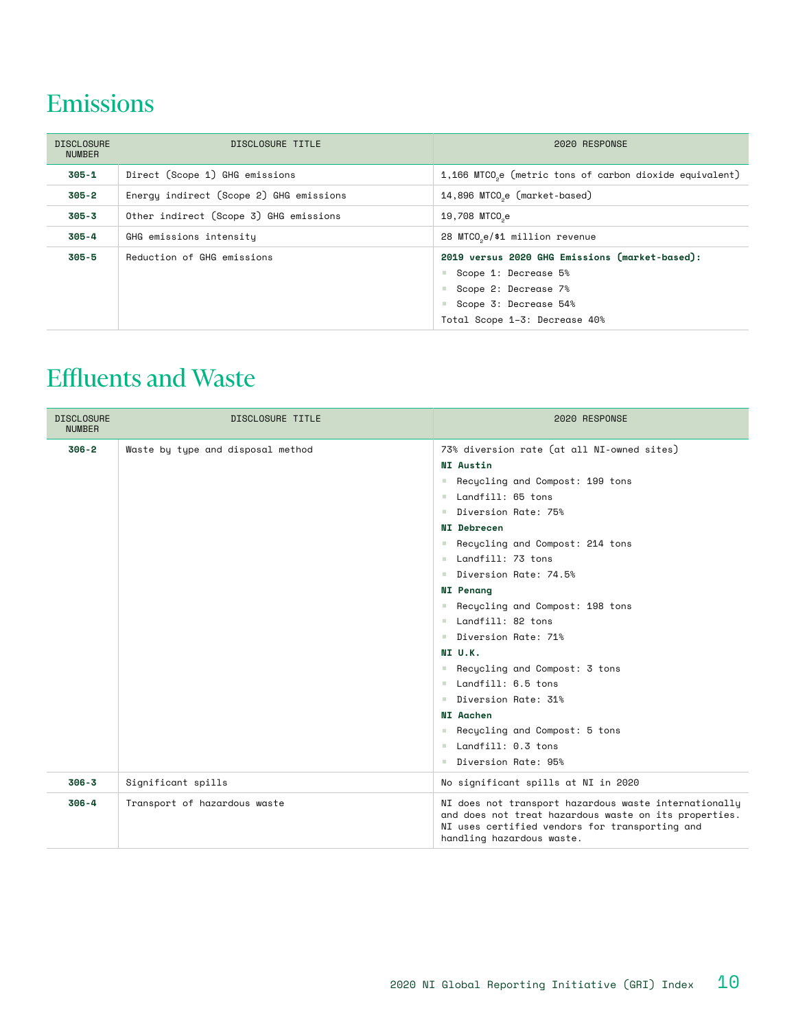## Emissions

| DISCLOSURE NUMBER | DISCLOSURE TITLE | 2020 RESPONSE |
|---|---|---|
| **305-1** | Direct (Scope 1) GHG emissions | 1,166 $MTCO_2e$ (metric tons of carbon dioxide equivalent) |
| **305-2** | Energy indirect (Scope 2) GHG emissions | 14,896 $MTCO_2e$ (market-based) |
| **305-3** | Other indirect (Scope 3) GHG emissions | 19,708 $MTCO_2e$ |
| **305-4** | GHG emissions intensity | 28 $MTCO_2e$/$1 million revenue |
| **305-5** | Reduction of GHG emissions | **2019 versus 2020 GHG Emissions (market-based):**<br>- Scope 1: Decrease 5%<br>- Scope 2: Decrease 7%<br>- Scope 3: Decrease 54%<br>Total Scope 1–3: Decrease 40% |

## Effluents and Waste

| DISCLOSURE NUMBER | DISCLOSURE TITLE | 2020 RESPONSE |
|---|---|---|
| **306-2** | Waste by type and disposal method | 73% diversion rate (at all NI-owned sites)<br>**NI Austin**<br>- Recycling and Compost: 199 tons<br>- Landfill: 65 tons<br>- Diversion Rate: 75%<br>**NI Debrecen**<br>- Recycling and Compost: 214 tons<br>- Landfill: 73 tons<br>- Diversion Rate: 74.5%<br>**NI Penang**<br>- Recycling and Compost: 198 tons<br>- Landfill: 82 tons<br>- Diversion Rate: 71%<br>**NI U.K.**<br>- Recycling and Compost: 3 tons<br>- Landfill: 6.5 tons<br>- Diversion Rate: 31%<br>**NI Aachen**<br>- Recycling and Compost: 5 tons<br>- Landfill: 0.3 tons<br>- Diversion Rate: 95% |
| **306-3** | Significant spills | No significant spills at NI in 2020 |
| **306-4** | Transport of hazardous waste | NI does not transport hazardous waste internationally and does not treat hazardous waste on its properties. NI uses certified vendors for transporting and handling hazardous waste. |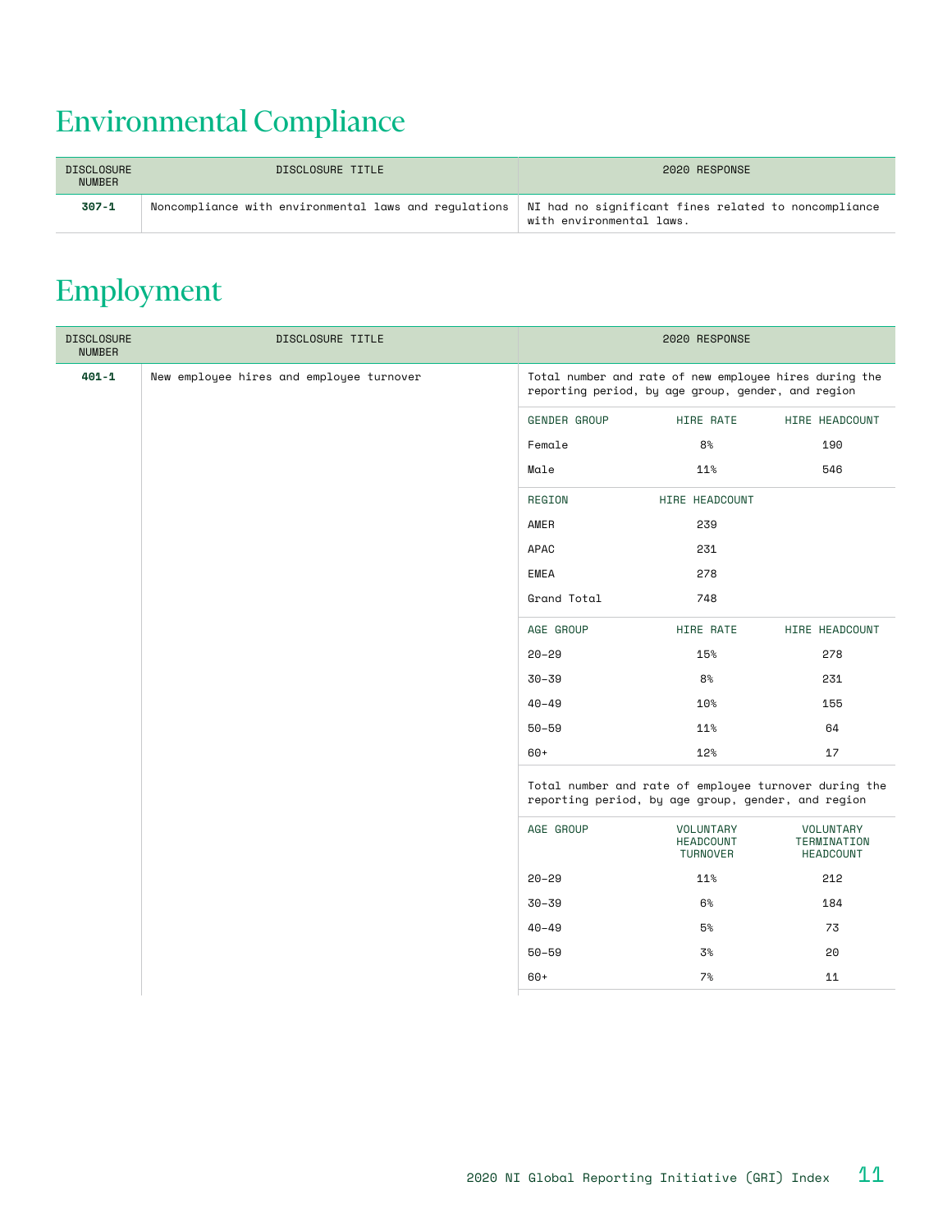# Environmental Compliance

| DISCLOSURE NUMBER | DISCLOSURE TITLE | 2020 RESPONSE |
|---|---|---|
| **307-1** | Noncompliance with environmental laws and regulations | NI had no significant fines related to noncompliance with environmental laws. |

# Employment

| DISCLOSURE NUMBER | DISCLOSURE TITLE | 2020 RESPONSE |
|---|---|---|
| **401-1** | New employee hires and employee turnover | Total number and rate of new employee hires during the reporting period, by age group, gender, and region |

| GENDER GROUP | HIRE RATE | HIRE HEADCOUNT |
|---|---|---|
| Female | 8% | 190 |
| Male | 11% | 546 |

| REGION | HIRE HEADCOUNT |
|---|---|
| AMER | 239 |
| APAC | 231 |
| EMEA | 278 |
| Grand Total | 748 |

| AGE GROUP | HIRE RATE | HIRE HEADCOUNT |
|---|---|---|
| 20–29 | 15% | 278 |
| 30–39 | 8% | 231 |
| 40–49 | 10% | 155 |
| 50–59 | 11% | 64 |
| 60+ | 12% | 17 |

Total number and rate of employee turnover during the reporting period, by age group, gender, and region

| AGE GROUP | VOLUNTARY HEADCOUNT TURNOVER | VOLUNTARY TERMINATION HEADCOUNT |
|---|---|---|
| 20–29 | 11% | 212 |
| 30–39 | 6% | 184 |
| 40–49 | 5% | 73 |
| 50–59 | 3% | 20 |
| 60+ | 7% | 11 |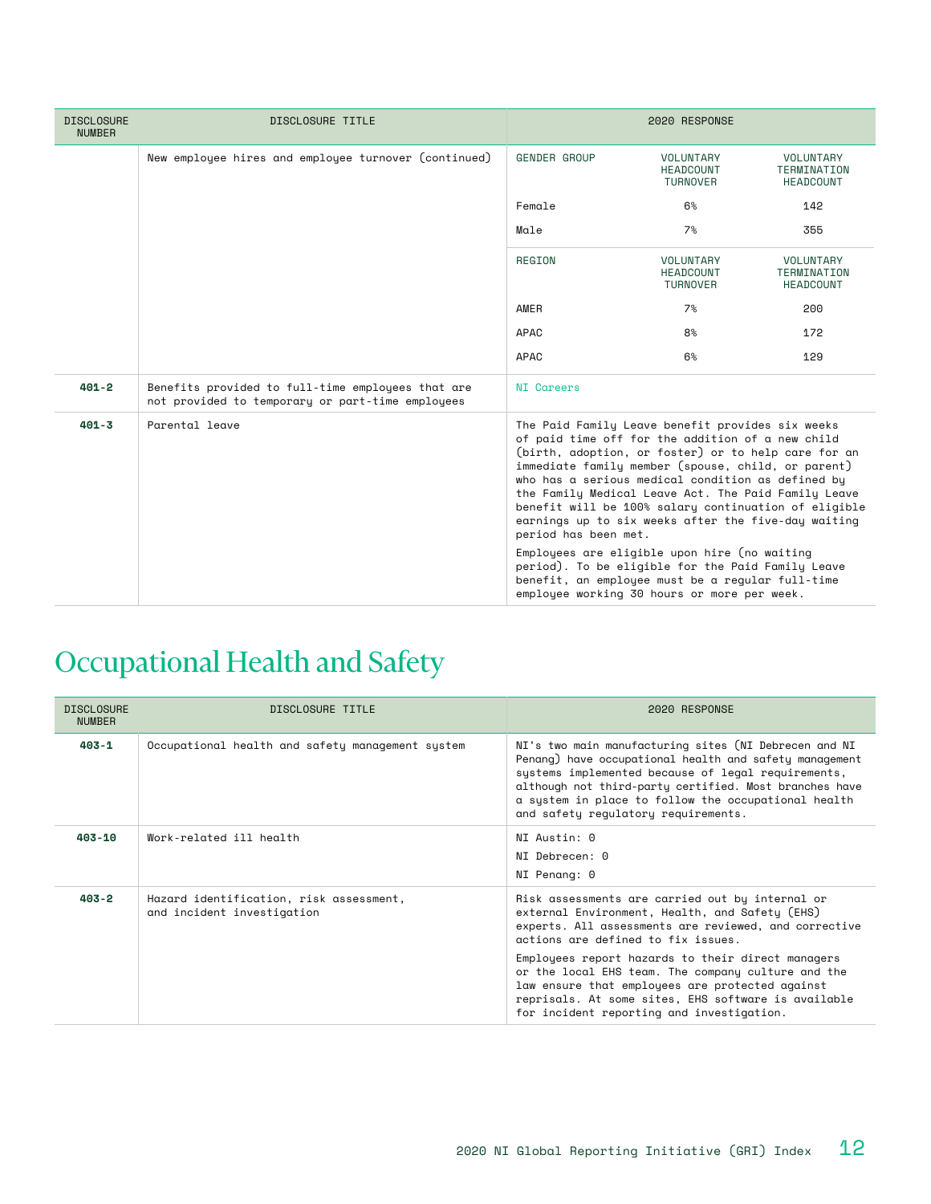| DISCLOSURE NUMBER | DISCLOSURE TITLE | 2020 RESPONSE | | |
|---|---|---|---|---|
| | New employee hires and employee turnover (continued) | GENDER GROUP | VOLUNTARY HEADCOUNT TURNOVER | VOLUNTARY TERMINATION HEADCOUNT |
| | | Female | 6% | 142 |
| | | Male | 7% | 355 |
| | | REGION | VOLUNTARY HEADCOUNT TURNOVER | VOLUNTARY TERMINATION HEADCOUNT |
| | | AMER | 7% | 200 |
| | | APAC | 8% | 172 |
| | | APAC | 6% | 129 |
| **401-2** | Benefits provided to full-time employees that are not provided to temporary or part-time employees | NI Careers | | |
| **401-3** | Parental leave | The Paid Family Leave benefit provides six weeks of paid time off for the addition of a new child (birth, adoption, or foster) or to help care for an immediate family member (spouse, child, or parent) who has a serious medical condition as defined by the Family Medical Leave Act. The Paid Family Leave benefit will be 100% salary continuation of eligible earnings up to six weeks after the five-day waiting period has been met.<br><br>Employees are eligible upon hire (no waiting period). To be eligible for the Paid Family Leave benefit, an employee must be a regular full-time employee working 30 hours or more per week. | | |

# Occupational Health and Safety

| DISCLOSURE NUMBER | DISCLOSURE TITLE | 2020 RESPONSE |
|---|---|---|
| **403-1** | Occupational health and safety management system | NI's two main manufacturing sites (NI Debrecen and NI Penang) have occupational health and safety management systems implemented because of legal requirements, although not third-party certified. Most branches have a system in place to follow the occupational health and safety regulatory requirements. |
| **403-10** | Work-related ill health | NI Austin: 0<br>NI Debrecen: 0<br>NI Penang: 0 |
| **403-2** | Hazard identification, risk assessment, and incident investigation | Risk assessments are carried out by internal or external Environment, Health, and Safety (EHS) experts. All assessments are reviewed, and corrective actions are defined to fix issues.<br><br>Employees report hazards to their direct managers or the local EHS team. The company culture and the law ensure that employees are protected against reprisals. At some sites, EHS software is available for incident reporting and investigation. |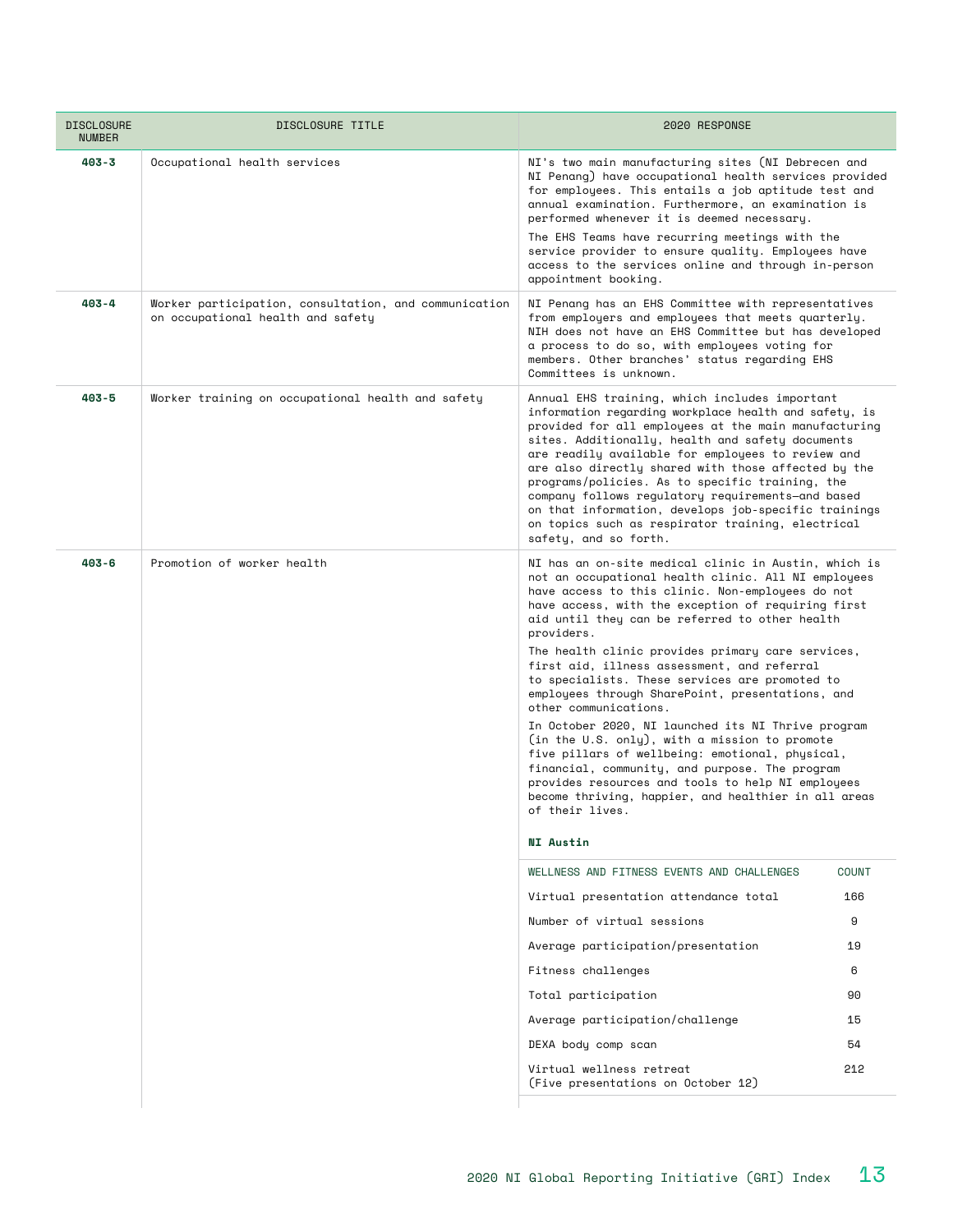| DISCLOSURE NUMBER | DISCLOSURE TITLE | 2020 RESPONSE |
|---|---|---|
| **403-3** | Occupational health services | NI's two main manufacturing sites (NI Debrecen and NI Penang) have occupational health services provided for employees. This entails a job aptitude test and annual examination. Furthermore, an examination is performed whenever it is deemed necessary.<br><br>The EHS Teams have recurring meetings with the service provider to ensure quality. Employees have access to the services online and through in-person appointment booking. |
| **403-4** | Worker participation, consultation, and communication on occupational health and safety | NI Penang has an EHS Committee with representatives from employers and employees that meets quarterly. NIH does not have an EHS Committee but has developed a process to do so, with employees voting for members. Other branches' status regarding EHS Committees is unknown. |
| **403-5** | Worker training on occupational health and safety | Annual EHS training, which includes important information regarding workplace health and safety, is provided for all employees at the main manufacturing sites. Additionally, health and safety documents are readily available for employees to review and are also directly shared with those affected by the programs/policies. As to specific training, the company follows regulatory requirements—and based on that information, develops job-specific trainings on topics such as respirator training, electrical safety, and so forth. |
| **403-6** | Promotion of worker health | NI has an on-site medical clinic in Austin, which is not an occupational health clinic. All NI employees have access to this clinic. Non-employees do not have access, with the exception of requiring first aid until they can be referred to other health providers.<br><br>The health clinic provides primary care services, first aid, illness assessment, and referral to specialists. These services are promoted to employees through SharePoint, presentations, and other communications.<br><br>In October 2020, NI launched its NI Thrive program (in the U.S. only), with a mission to promote five pillars of wellbeing: emotional, physical, financial, community, and purpose. The program provides resources and tools to help NI employees become thriving, happier, and healthier in all areas of their lives. |

**NI Austin**

| WELLNESS AND FITNESS EVENTS AND CHALLENGES | COUNT |
|---|---|
| Virtual presentation attendance total | 166 |
| Number of virtual sessions | 9 |
| Average participation/presentation | 19 |
| Fitness challenges | 6 |
| Total participation | 90 |
| Average participation/challenge | 15 |
| DEXA body comp scan | 54 |
| Virtual wellness retreat (Five presentations on October 12) | 212 |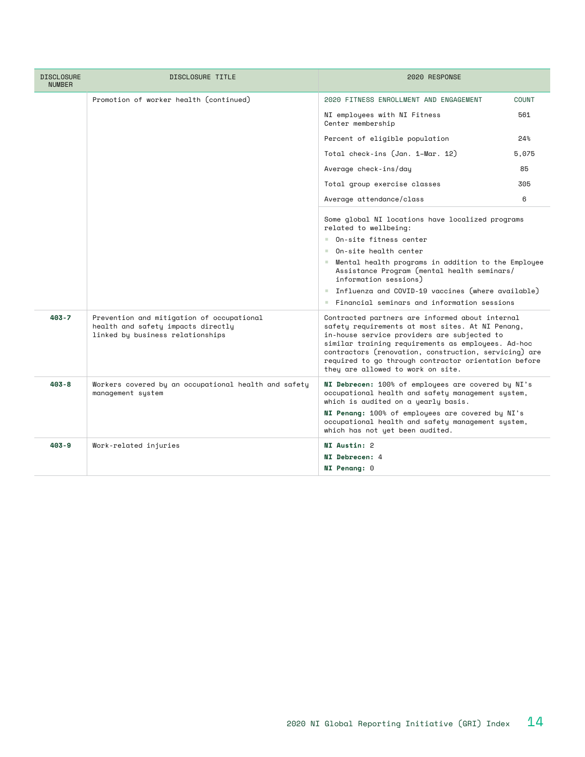| DISCLOSURE NUMBER | DISCLOSURE TITLE | 2020 RESPONSE |
|---|---|---|
| | Promotion of worker health (continued) | **2020 FITNESS ENROLLMENT AND ENGAGEMENT — COUNT**<br>NI employees with NI Fitness Center membership: 561<br>Percent of eligible population: 24%<br>Total check-ins (Jan. 1–Mar. 12): 5,075<br>Average check-ins/day: 85<br>Total group exercise classes: 305<br>Average attendance/class: 6<br><br>Some global NI locations have localized programs related to wellbeing:<br>- On-site fitness center<br>- On-site health center<br>- Mental health programs in addition to the Employee Assistance Program (mental health seminars/information sessions)<br>- Influenza and COVID-19 vaccines (where available)<br>- Financial seminars and information sessions |
| **403-7** | Prevention and mitigation of occupational health and safety impacts directly linked by business relationships | Contracted partners are informed about internal safety requirements at most sites. At NI Penang, in-house service providers are subjected to similar training requirements as employees. Ad-hoc contractors (renovation, construction, servicing) are required to go through contractor orientation before they are allowed to work on site. |
| **403-8** | Workers covered by an occupational health and safety management system | **NI Debrecen:** 100% of employees are covered by NI's occupational health and safety management system, which is audited on a yearly basis.<br>**NI Penang:** 100% of employees are covered by NI's occupational health and safety management system, which has not yet been audited. |
| **403-9** | Work-related injuries | **NI Austin:** 2<br>**NI Debrecen:** 4<br>**NI Penang:** 0 |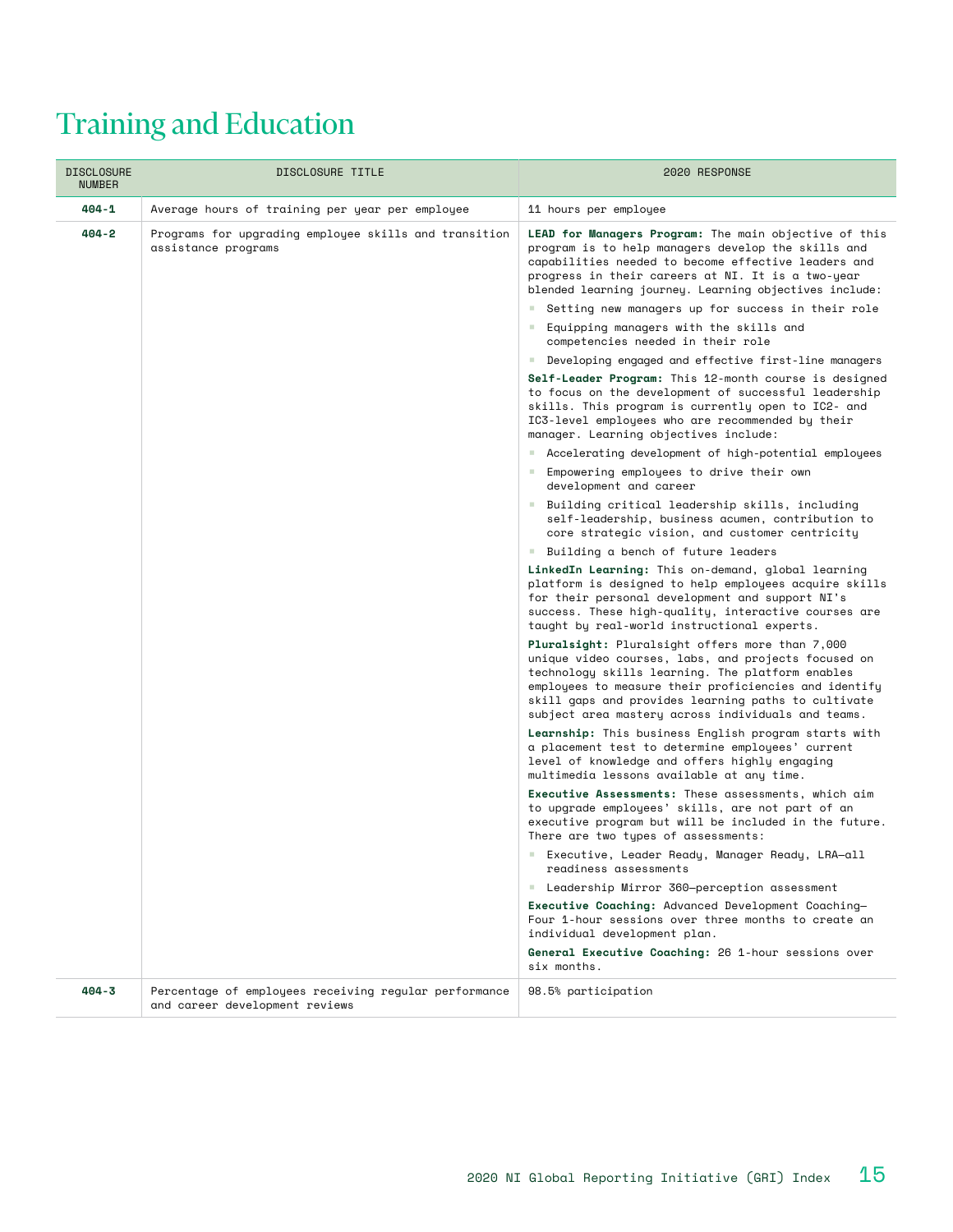# Training and Education

| DISCLOSURE NUMBER | DISCLOSURE TITLE | 2020 RESPONSE |
|---|---|---|
| **404-1** | Average hours of training per year per employee | 11 hours per employee |
| **404-2** | Programs for upgrading employee skills and transition assistance programs | **LEAD for Managers Program:** The main objective of this program is to help managers develop the skills and capabilities needed to become effective leaders and progress in their careers at NI. It is a two-year blended learning journey. Learning objectives include:<br>▪ Setting new managers up for success in their role<br>▪ Equipping managers with the skills and competencies needed in their role<br>▪ Developing engaged and effective first-line managers<br>**Self-Leader Program:** This 12-month course is designed to focus on the development of successful leadership skills. This program is currently open to IC2- and IC3-level employees who are recommended by their manager. Learning objectives include:<br>▪ Accelerating development of high-potential employees<br>▪ Empowering employees to drive their own development and career<br>▪ Building critical leadership skills, including self-leadership, business acumen, contribution to core strategic vision, and customer centricity<br>▪ Building a bench of future leaders<br>**LinkedIn Learning:** This on-demand, global learning platform is designed to help employees acquire skills for their personal development and support NI's success. These high-quality, interactive courses are taught by real-world instructional experts.<br>**Pluralsight:** Pluralsight offers more than 7,000 unique video courses, labs, and projects focused on technology skills learning. The platform enables employees to measure their proficiencies and identify skill gaps and provides learning paths to cultivate subject area mastery across individuals and teams.<br>**Learnship:** This business English program starts with a placement test to determine employees' current level of knowledge and offers highly engaging multimedia lessons available at any time.<br>**Executive Assessments:** These assessments, which aim to upgrade employees' skills, are not part of an executive program but will be included in the future. There are two types of assessments:<br>▪ Executive, Leader Ready, Manager Ready, LRA—all readiness assessments<br>▪ Leadership Mirror 360—perception assessment<br>**Executive Coaching:** Advanced Development Coaching—Four 1-hour sessions over three months to create an individual development plan.<br>**General Executive Coaching:** 26 1-hour sessions over six months. |
| **404-3** | Percentage of employees receiving regular performance and career development reviews | 98.5% participation |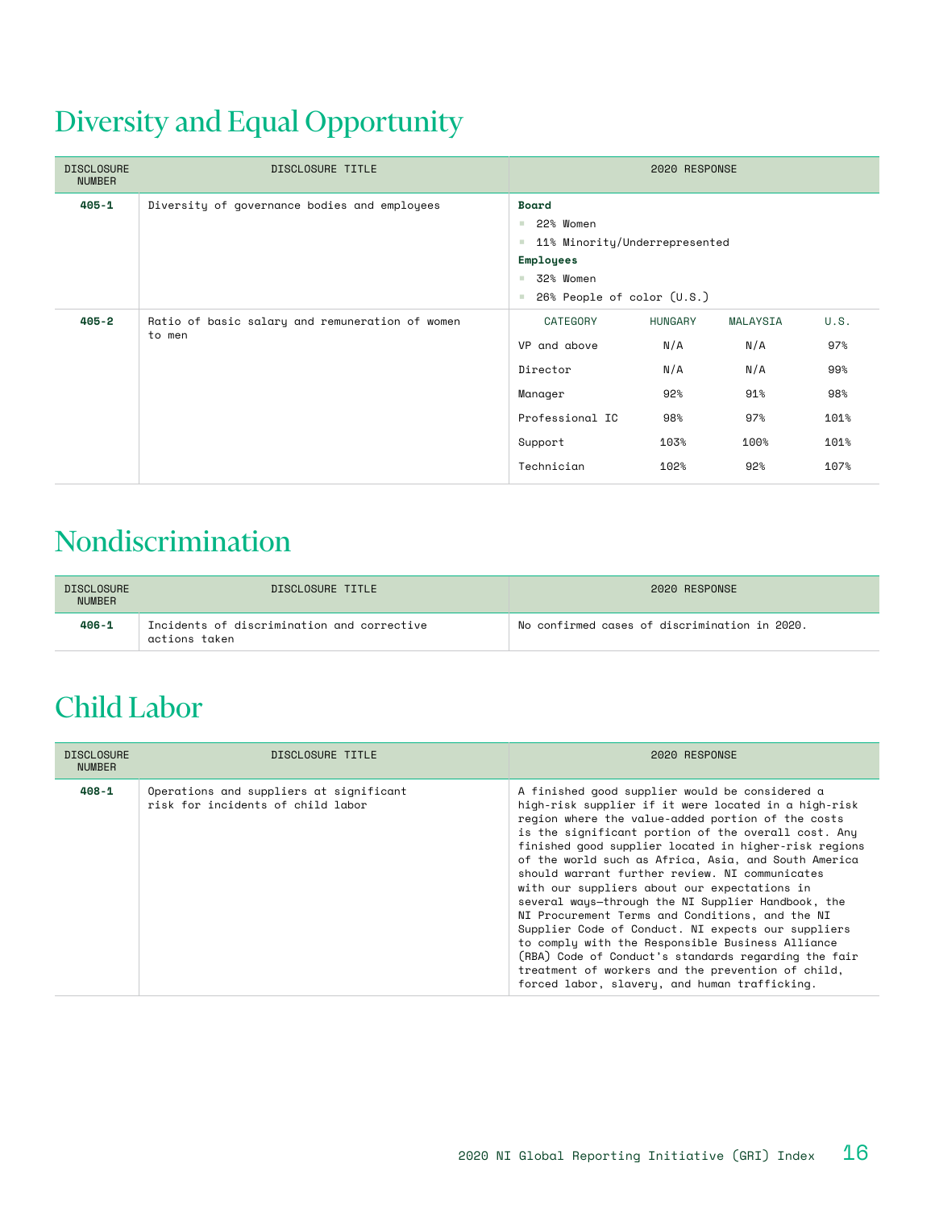## Diversity and Equal Opportunity

| DISCLOSURE NUMBER | DISCLOSURE TITLE | 2020 RESPONSE |
|---|---|---|
| **405-1** | Diversity of governance bodies and employees | **Board**<br>- 22% Women<br>- 11% Minority/Underrepresented<br>**Employees**<br>- 32% Women<br>- 26% People of color (U.S.) |
| **405-2** | Ratio of basic salary and remuneration of women to men | See table below |

| CATEGORY | HUNGARY | MALAYSIA | U.S. |
|---|---|---|---|
| VP and above | N/A | N/A | 97% |
| Director | N/A | N/A | 99% |
| Manager | 92% | 91% | 98% |
| Professional IC | 98% | 97% | 101% |
| Support | 103% | 100% | 101% |
| Technician | 102% | 92% | 107% |

## Nondiscrimination

| DISCLOSURE NUMBER | DISCLOSURE TITLE | 2020 RESPONSE |
|---|---|---|
| **406-1** | Incidents of discrimination and corrective actions taken | No confirmed cases of discrimination in 2020. |

## Child Labor

| DISCLOSURE NUMBER | DISCLOSURE TITLE | 2020 RESPONSE |
|---|---|---|
| **408-1** | Operations and suppliers at significant risk for incidents of child labor | A finished good supplier would be considered a high-risk supplier if it were located in a high-risk region where the value-added portion of the costs is the significant portion of the overall cost. Any finished good supplier located in higher-risk regions of the world such as Africa, Asia, and South America should warrant further review. NI communicates with our suppliers about our expectations in several ways—through the NI Supplier Handbook, the NI Procurement Terms and Conditions, and the NI Supplier Code of Conduct. NI expects our suppliers to comply with the Responsible Business Alliance (RBA) Code of Conduct's standards regarding the fair treatment of workers and the prevention of child, forced labor, slavery, and human trafficking. |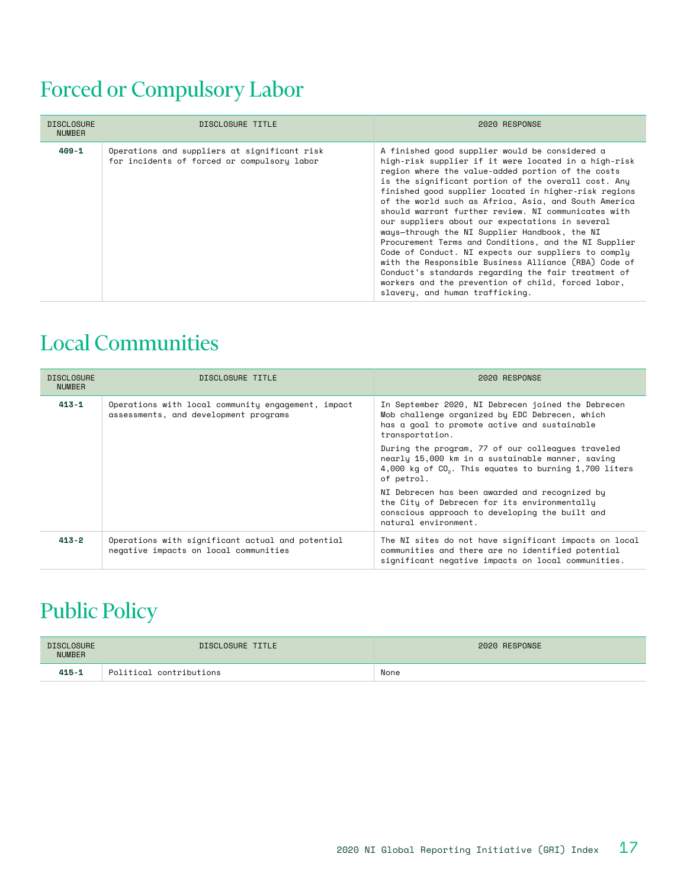# Forced or Compulsory Labor

| DISCLOSURE NUMBER | DISCLOSURE TITLE | 2020 RESPONSE |
|---|---|---|
| **409-1** | Operations and suppliers at significant risk for incidents of forced or compulsory labor | A finished good supplier would be considered a high-risk supplier if it were located in a high-risk region where the value-added portion of the costs is the significant portion of the overall cost. Any finished good supplier located in higher-risk regions of the world such as Africa, Asia, and South America should warrant further review. NI communicates with our suppliers about our expectations in several ways—through the NI Supplier Handbook, the NI Procurement Terms and Conditions, and the NI Supplier Code of Conduct. NI expects our suppliers to comply with the Responsible Business Alliance (RBA) Code of Conduct's standards regarding the fair treatment of workers and the prevention of child, forced labor, slavery, and human trafficking. |

# Local Communities

| DISCLOSURE NUMBER | DISCLOSURE TITLE | 2020 RESPONSE |
|---|---|---|
| **413-1** | Operations with local community engagement, impact assessments, and development programs | In September 2020, NI Debrecen joined the Debrecen Mob challenge organized by EDC Debrecen, which has a goal to promote active and sustainable transportation.<br><br>During the program, 77 of our colleagues traveled nearly 15,000 km in a sustainable manner, saving 4,000 kg of $CO_2$. This equates to burning 1,700 liters of petrol.<br><br>NI Debrecen has been awarded and recognized by the City of Debrecen for its environmentally conscious approach to developing the built and natural environment. |
| **413-2** | Operations with significant actual and potential negative impacts on local communities | The NI sites do not have significant impacts on local communities and there are no identified potential significant negative impacts on local communities. |

# Public Policy

| DISCLOSURE NUMBER | DISCLOSURE TITLE | 2020 RESPONSE |
|---|---|---|
| **415-1** | Political contributions | None |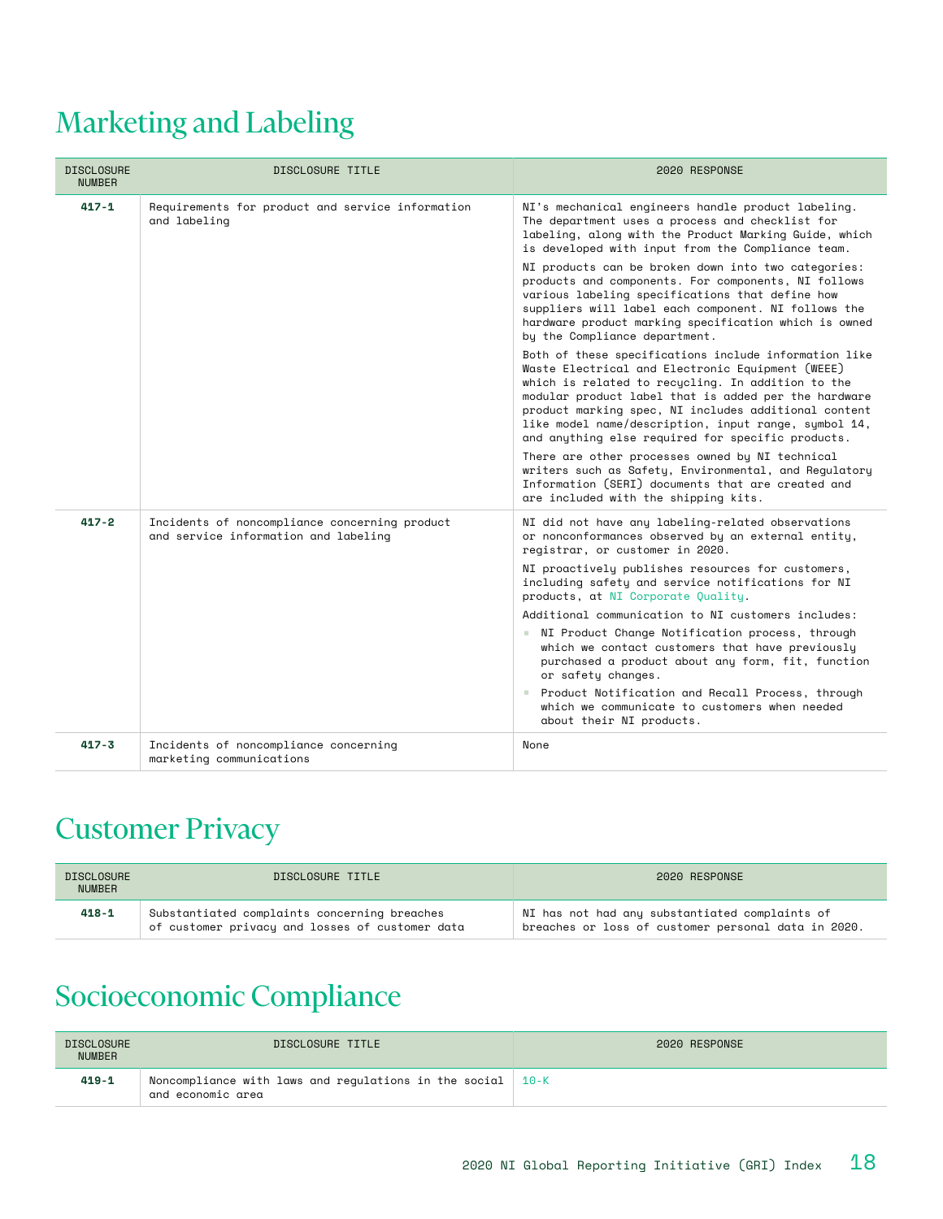## Marketing and Labeling

| DISCLOSURE NUMBER | DISCLOSURE TITLE | 2020 RESPONSE |
|---|---|---|
| **417-1** | Requirements for product and service information and labeling | NI's mechanical engineers handle product labeling. The department uses a process and checklist for labeling, along with the Product Marking Guide, which is developed with input from the Compliance team.<br><br>NI products can be broken down into two categories: products and components. For components, NI follows various labeling specifications that define how suppliers will label each component. NI follows the hardware product marking specification which is owned by the Compliance department.<br><br>Both of these specifications include information like Waste Electrical and Electronic Equipment (WEEE) which is related to recycling. In addition to the modular product label that is added per the hardware product marking spec, NI includes additional content like model name/description, input range, symbol 14, and anything else required for specific products.<br><br>There are other processes owned by NI technical writers such as Safety, Environmental, and Regulatory Information (SERI) documents that are created and are included with the shipping kits. |
| **417-2** | Incidents of noncompliance concerning product and service information and labeling | NI did not have any labeling-related observations or nonconformances observed by an external entity, registrar, or customer in 2020.<br><br>NI proactively publishes resources for customers, including safety and service notifications for NI products, at NI Corporate Quality.<br><br>Additional communication to NI customers includes:<br>- NI Product Change Notification process, through which we contact customers that have previously purchased a product about any form, fit, function or safety changes.<br>- Product Notification and Recall Process, through which we communicate to customers when needed about their NI products. |
| **417-3** | Incidents of noncompliance concerning marketing communications | None |

## Customer Privacy

| DISCLOSURE NUMBER | DISCLOSURE TITLE | 2020 RESPONSE |
|---|---|---|
| **418-1** | Substantiated complaints concerning breaches of customer privacy and losses of customer data | NI has not had any substantiated complaints of breaches or loss of customer personal data in 2020. |

## Socioeconomic Compliance

| DISCLOSURE NUMBER | DISCLOSURE TITLE | 2020 RESPONSE |
|---|---|---|
| **419-1** | Noncompliance with laws and regulations in the social and economic area | 10-K |